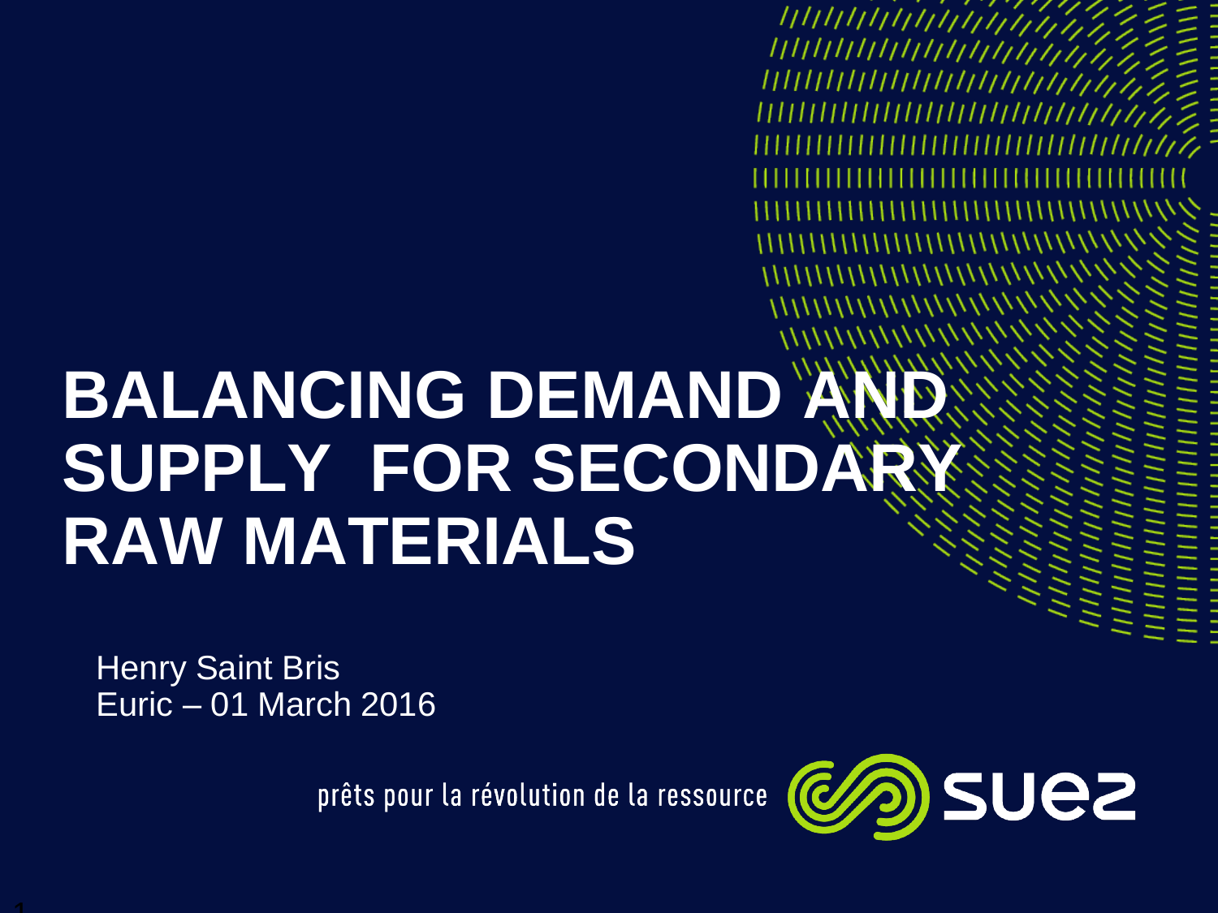# BALANCING DEMAND AND SUPPLY FOR SECONDARY RAW MATERIALS

Henry Saint Bris
Euric – 01 March 2016

prêts pour la révolution de la ressource

suez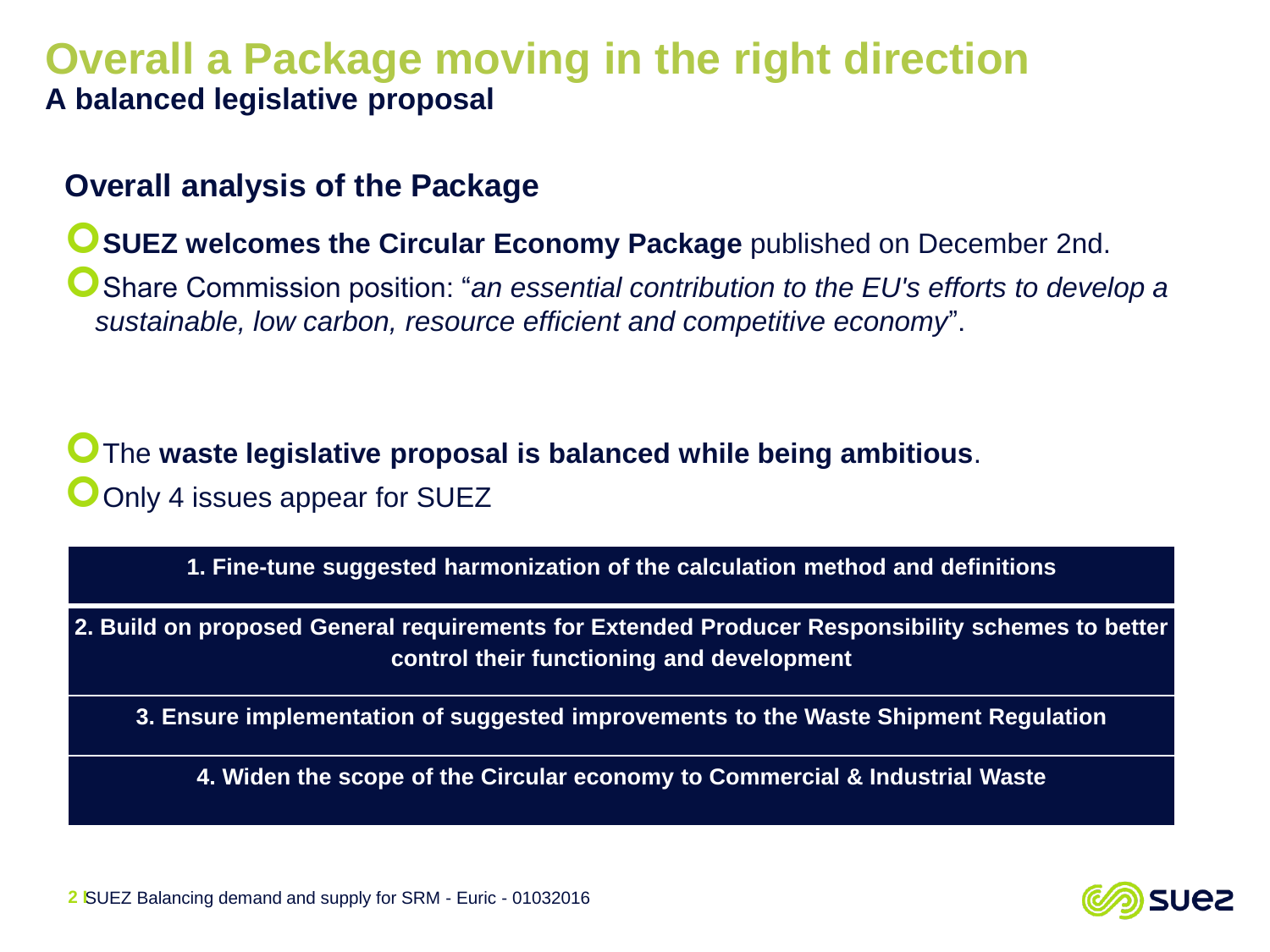# Overall a Package moving in the right direction

**A balanced legislative proposal**

## Overall analysis of the Package

- **SUEZ welcomes the Circular Economy Package** published on December 2nd.
- Share Commission position: "*an essential contribution to the EU's efforts to develop a sustainable, low carbon, resource efficient and competitive economy*".

- The **waste legislative proposal is balanced while being ambitious**.
- Only 4 issues appear for SUEZ

| **1. Fine-tune suggested harmonization of the calculation method and definitions** |
|---|
| **2. Build on proposed General requirements for Extended Producer Responsibility schemes to better control their functioning and development** |
| **3. Ensure implementation of suggested improvements to the Waste Shipment Regulation** |
| **4. Widen the scope of the Circular economy to Commercial & Industrial Waste** |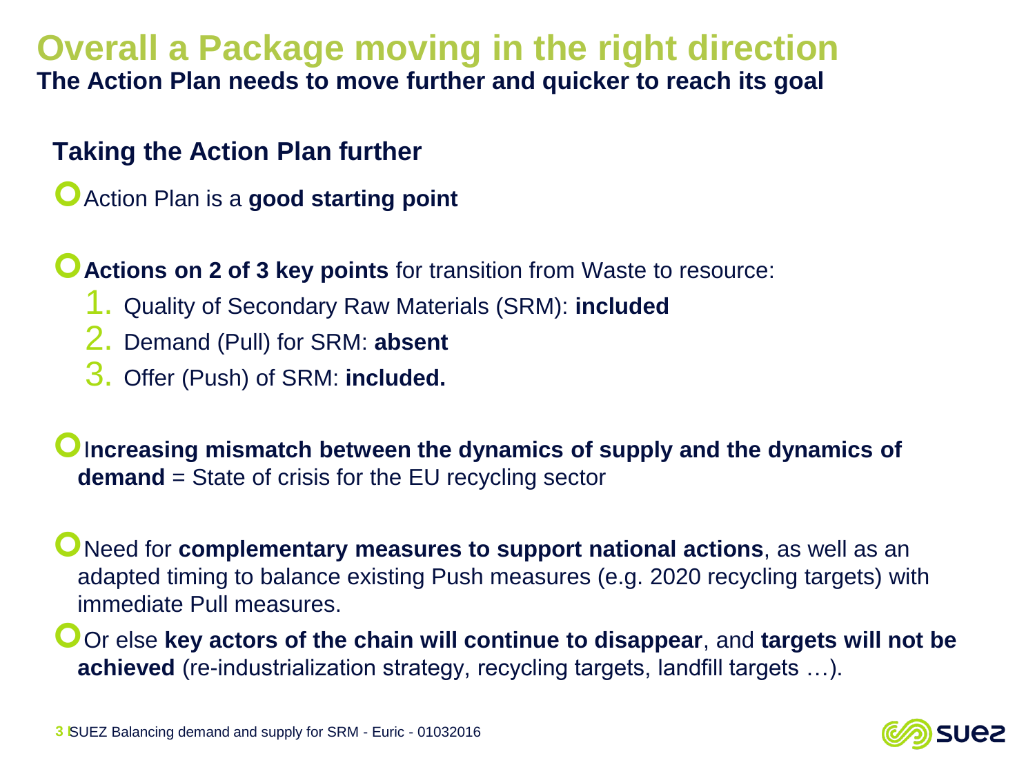# Overall a Package moving in the right direction

**The Action Plan needs to move further and quicker to reach its goal**

## Taking the Action Plan further

- Action Plan is a **good starting point**

- **Actions on 2 of 3 key points** for transition from Waste to resource:
  1. Quality of Secondary Raw Materials (SRM): **included**
  2. Demand (Pull) for SRM: **absent**
  3. Offer (Push) of SRM: **included.**

- **Increasing mismatch between the dynamics of supply and the dynamics of demand** = State of crisis for the EU recycling sector

- Need for **complementary measures to support national actions**, as well as an adapted timing to balance existing Push measures (e.g. 2020 recycling targets) with immediate Pull measures.

- Or else **key actors of the chain will continue to disappear**, and **targets will not be achieved** (re-industrialization strategy, recycling targets, landfill targets …).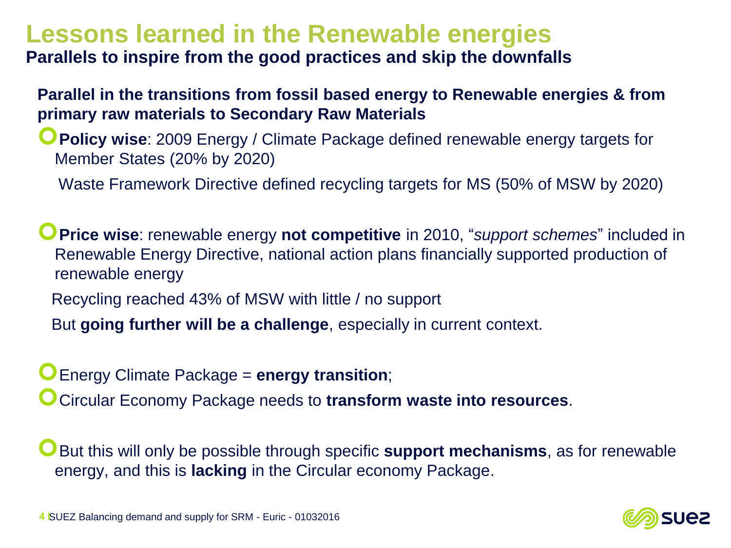# Lessons learned in the Renewable energies

**Parallels to inspire from the good practices and skip the downfalls**

**Parallel in the transitions from fossil based energy to Renewable energies & from primary raw materials to Secondary Raw Materials**

- **Policy wise**: 2009 Energy / Climate Package defined renewable energy targets for Member States (20% by 2020)

  Waste Framework Directive defined recycling targets for MS (50% of MSW by 2020)

- **Price wise**: renewable energy **not competitive** in 2010, "*support schemes*" included in Renewable Energy Directive, national action plans financially supported production of renewable energy

  Recycling reached 43% of MSW with little / no support

  But **going further will be a challenge**, especially in current context.

- Energy Climate Package = **energy transition**;
- Circular Economy Package needs to **transform waste into resources**.

- But this will only be possible through specific **support mechanisms**, as for renewable energy, and this is **lacking** in the Circular economy Package.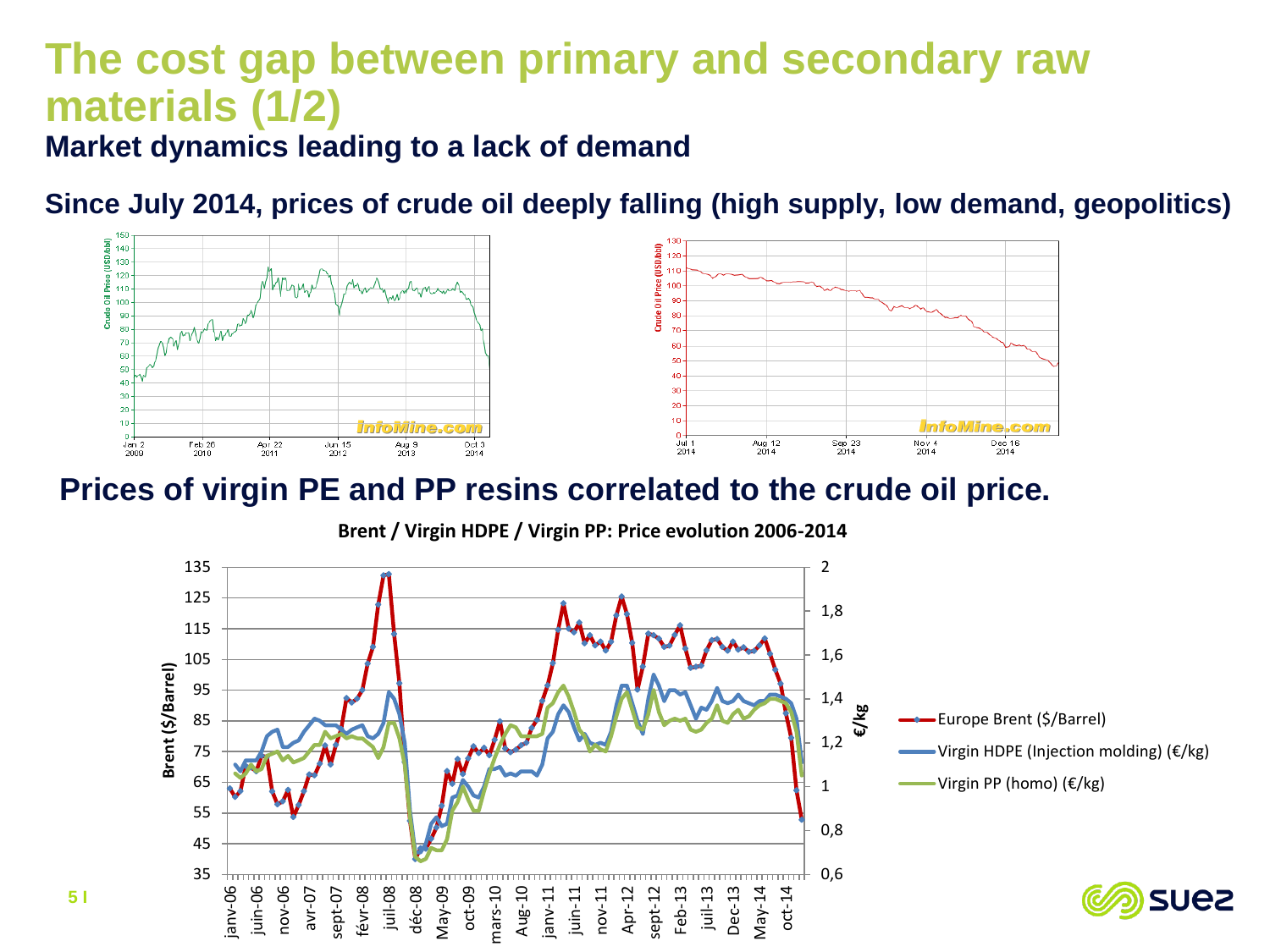# The cost gap between primary and secondary raw materials (1/2)

## Market dynamics leading to a lack of demand

### Since July 2014, prices of crude oil deeply falling (high supply, low demand, geopolitics)

### Prices of virgin PE and PP resins correlated to the crude oil price.

**Brent / Virgin HDPE / Virgin PP: Price evolution 2006-2014**

- Europe Brent ($/Barrel)
- Virgin HDPE (Injection molding) (€/kg)
- Virgin PP (homo) (€/kg)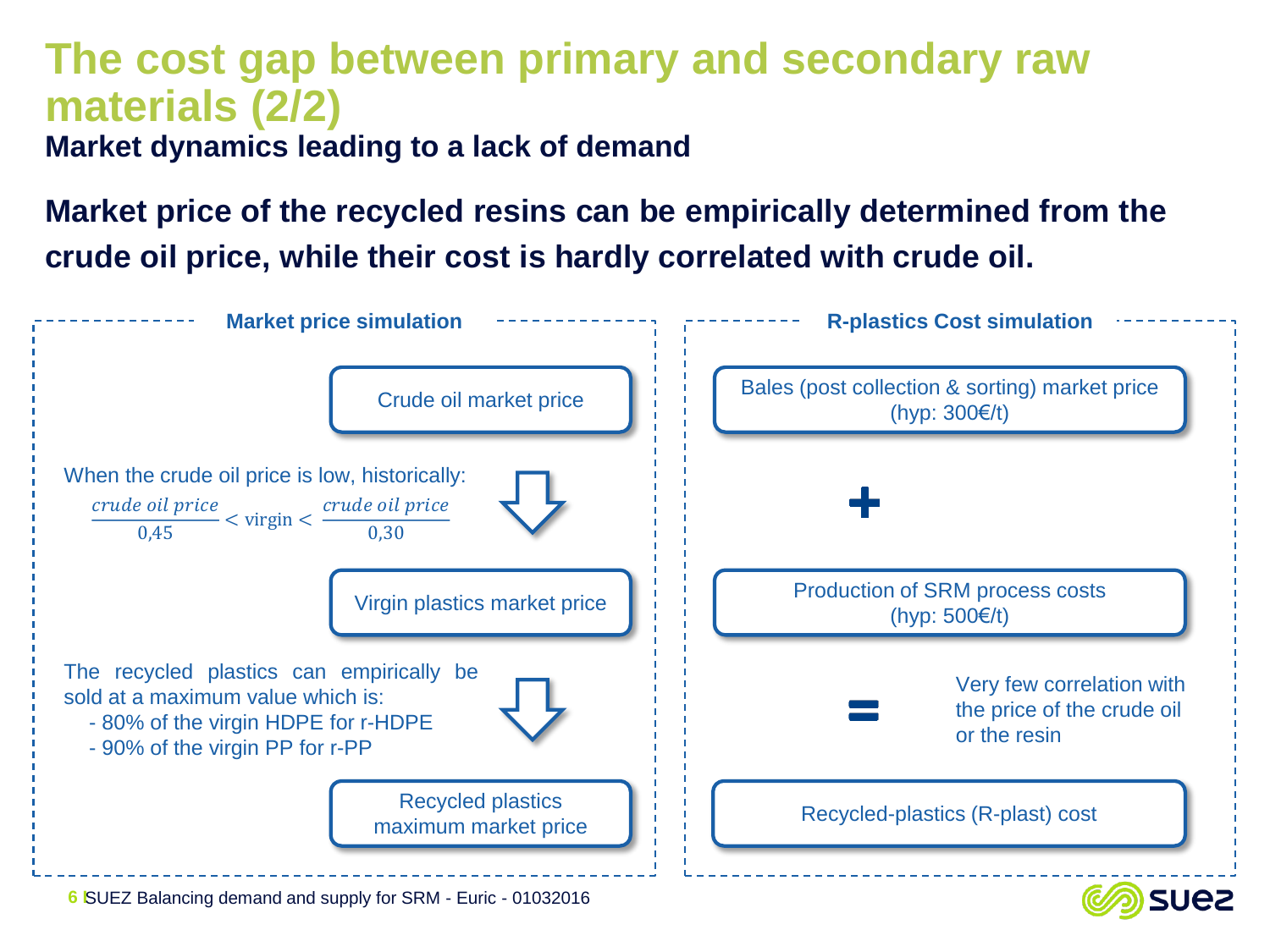# The cost gap between primary and secondary raw materials (2/2)

**Market dynamics leading to a lack of demand**

**Market price of the recycled resins can be empirically determined from the crude oil price, while their cost is hardly correlated with crude oil.**

### Market price simulation

Crude oil market price

When the crude oil price is low, historically:

$$\frac{crude\ oil\ price}{0{,}45} < \text{virgin} < \frac{crude\ oil\ price}{0{,}30}$$

Virgin plastics market price

The recycled plastics can empirically be sold at a maximum value which is:

- 80% of the virgin HDPE for r-HDPE
- 90% of the virgin PP for r-PP

Recycled plastics maximum market price

### R-plastics Cost simulation

Bales (post collection & sorting) market price (hyp: 300€/t)

+

Production of SRM process costs (hyp: 500€/t)

=

Recycled-plastics (R-plast) cost

Very few correlation with the price of the crude oil or the resin

SUEZ Balancing demand and supply for SRM - Euric - 01032016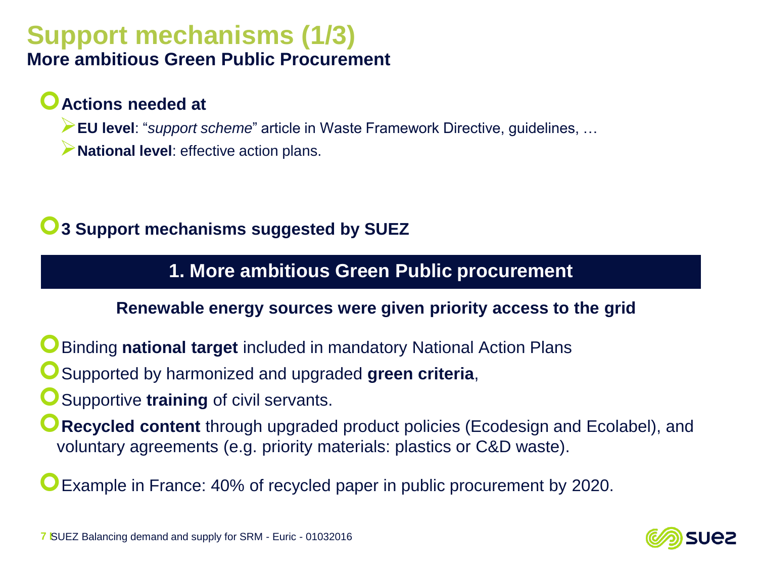# Support mechanisms (1/3)

## More ambitious Green Public Procurement

- **Actions needed at**
  - **EU level**: "*support scheme*" article in Waste Framework Directive, guidelines, …
  - **National level**: effective action plans.

- **3 Support mechanisms suggested by SUEZ**

### 1. More ambitious Green Public procurement

**Renewable energy sources were given priority access to the grid**

- Binding **national target** included in mandatory National Action Plans
- Supported by harmonized and upgraded **green criteria**,
- Supportive **training** of civil servants.
- **Recycled content** through upgraded product policies (Ecodesign and Ecolabel), and voluntary agreements (e.g. priority materials: plastics or C&D waste).

- Example in France: 40% of recycled paper in public procurement by 2020.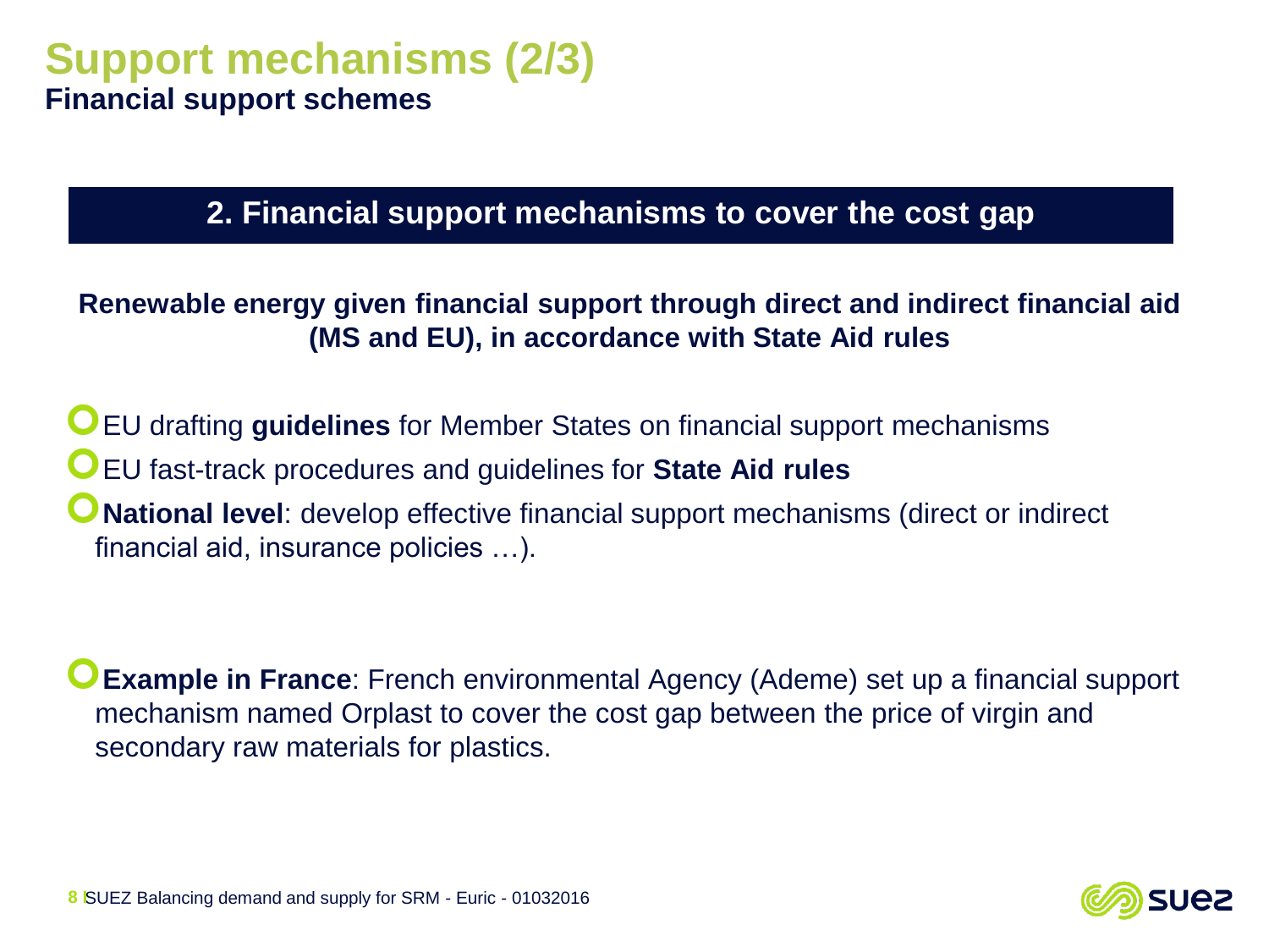# Support mechanisms (2/3)

**Financial support schemes**

## 2. Financial support mechanisms to cover the cost gap

**Renewable energy given financial support through direct and indirect financial aid (MS and EU), in accordance with State Aid rules**

- EU drafting **guidelines** for Member States on financial support mechanisms
- EU fast-track procedures and guidelines for **State Aid rules**
- **National level**: develop effective financial support mechanisms (direct or indirect financial aid, insurance policies …).

- **Example in France**: French environmental Agency (Ademe) set up a financial support mechanism named Orplast to cover the cost gap between the price of virgin and secondary raw materials for plastics.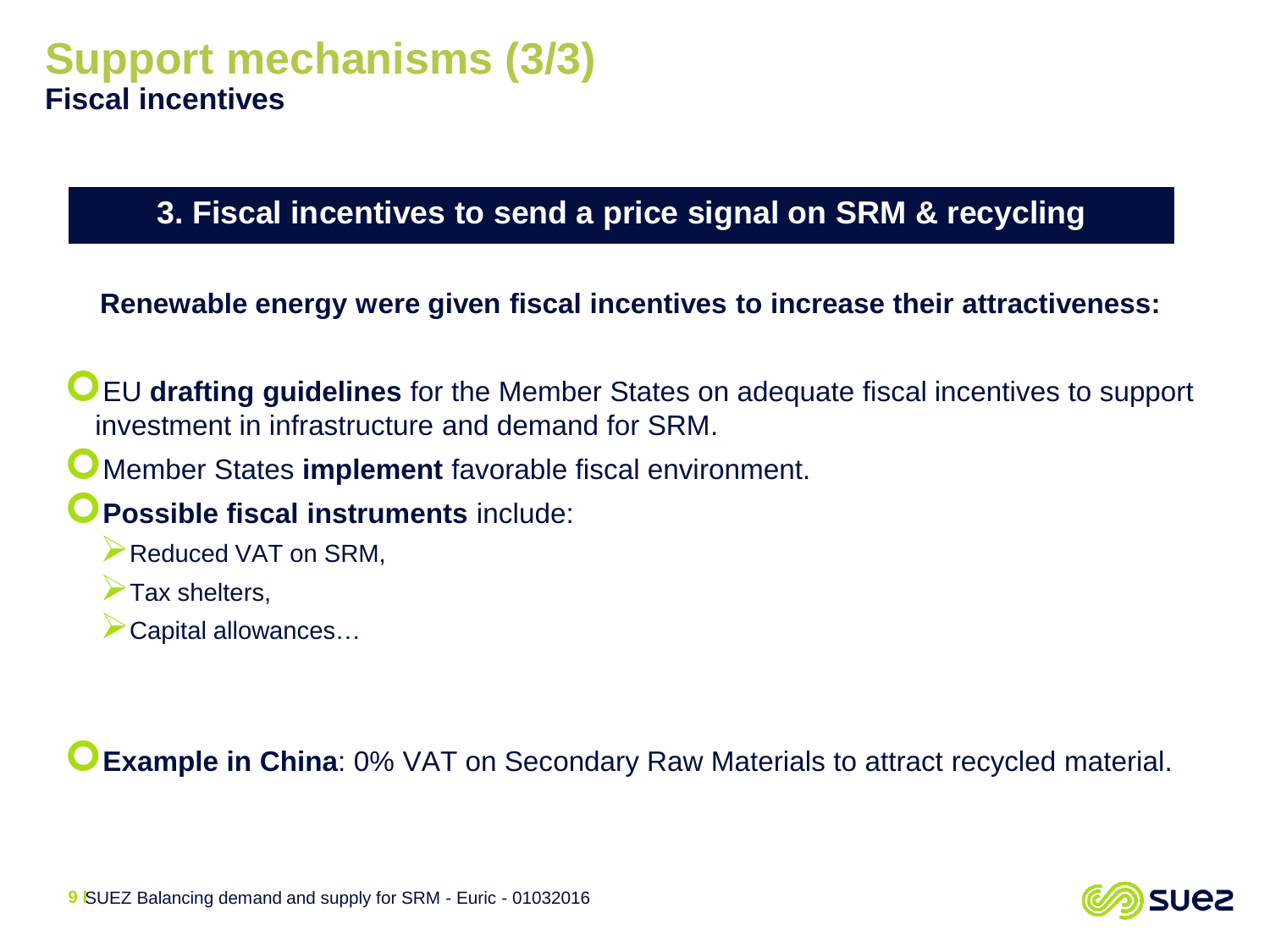# Support mechanisms (3/3)

## Fiscal incentives

### 3. Fiscal incentives to send a price signal on SRM & recycling

**Renewable energy were given fiscal incentives to increase their attractiveness:**

- EU **drafting guidelines** for the Member States on adequate fiscal incentives to support investment in infrastructure and demand for SRM.
- Member States **implement** favorable fiscal environment.
- **Possible fiscal instruments** include:
  - Reduced VAT on SRM,
  - Tax shelters,
  - Capital allowances…

- **Example in China**: 0% VAT on Secondary Raw Materials to attract recycled material.